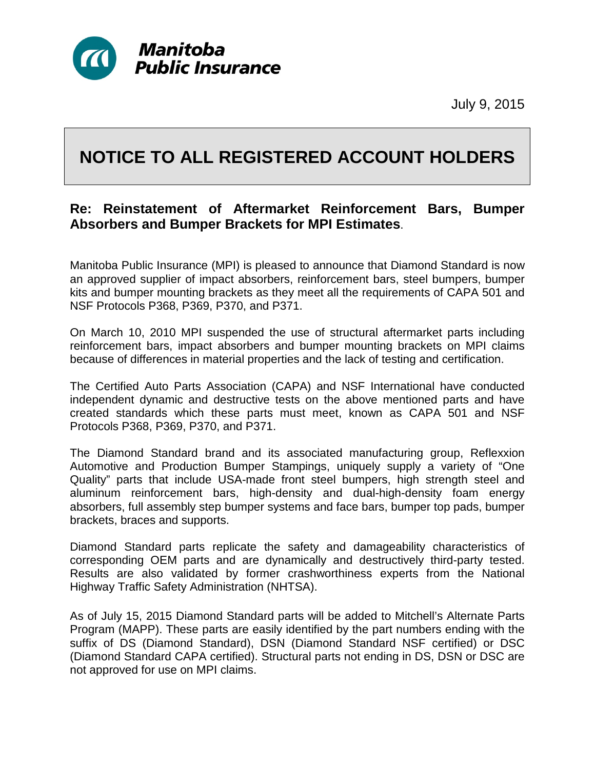**Manitoba Public Insurance**

July 9, 2015

# NOTICE TO ALL REGISTERED ACCOUNT HOLDERS

## Re: Reinstatement of Aftermarket Reinforcement Bars, Bumper Absorbers and Bumper Brackets for MPI Estimates.

Manitoba Public Insurance (MPI) is pleased to announce that Diamond Standard is now an approved supplier of impact absorbers, reinforcement bars, steel bumpers, bumper kits and bumper mounting brackets as they meet all the requirements of CAPA 501 and NSF Protocols P368, P369, P370, and P371.

On March 10, 2010 MPI suspended the use of structural aftermarket parts including reinforcement bars, impact absorbers and bumper mounting brackets on MPI claims because of differences in material properties and the lack of testing and certification.

The Certified Auto Parts Association (CAPA) and NSF International have conducted independent dynamic and destructive tests on the above mentioned parts and have created standards which these parts must meet, known as CAPA 501 and NSF Protocols P368, P369, P370, and P371.

The Diamond Standard brand and its associated manufacturing group, Reflexxion Automotive and Production Bumper Stampings, uniquely supply a variety of "One Quality" parts that include USA-made front steel bumpers, high strength steel and aluminum reinforcement bars, high-density and dual-high-density foam energy absorbers, full assembly step bumper systems and face bars, bumper top pads, bumper brackets, braces and supports.

Diamond Standard parts replicate the safety and damageability characteristics of corresponding OEM parts and are dynamically and destructively third-party tested. Results are also validated by former crashworthiness experts from the National Highway Traffic Safety Administration (NHTSA).

As of July 15, 2015 Diamond Standard parts will be added to Mitchell's Alternate Parts Program (MAPP). These parts are easily identified by the part numbers ending with the suffix of DS (Diamond Standard), DSN (Diamond Standard NSF certified) or DSC (Diamond Standard CAPA certified). Structural parts not ending in DS, DSN or DSC are not approved for use on MPI claims.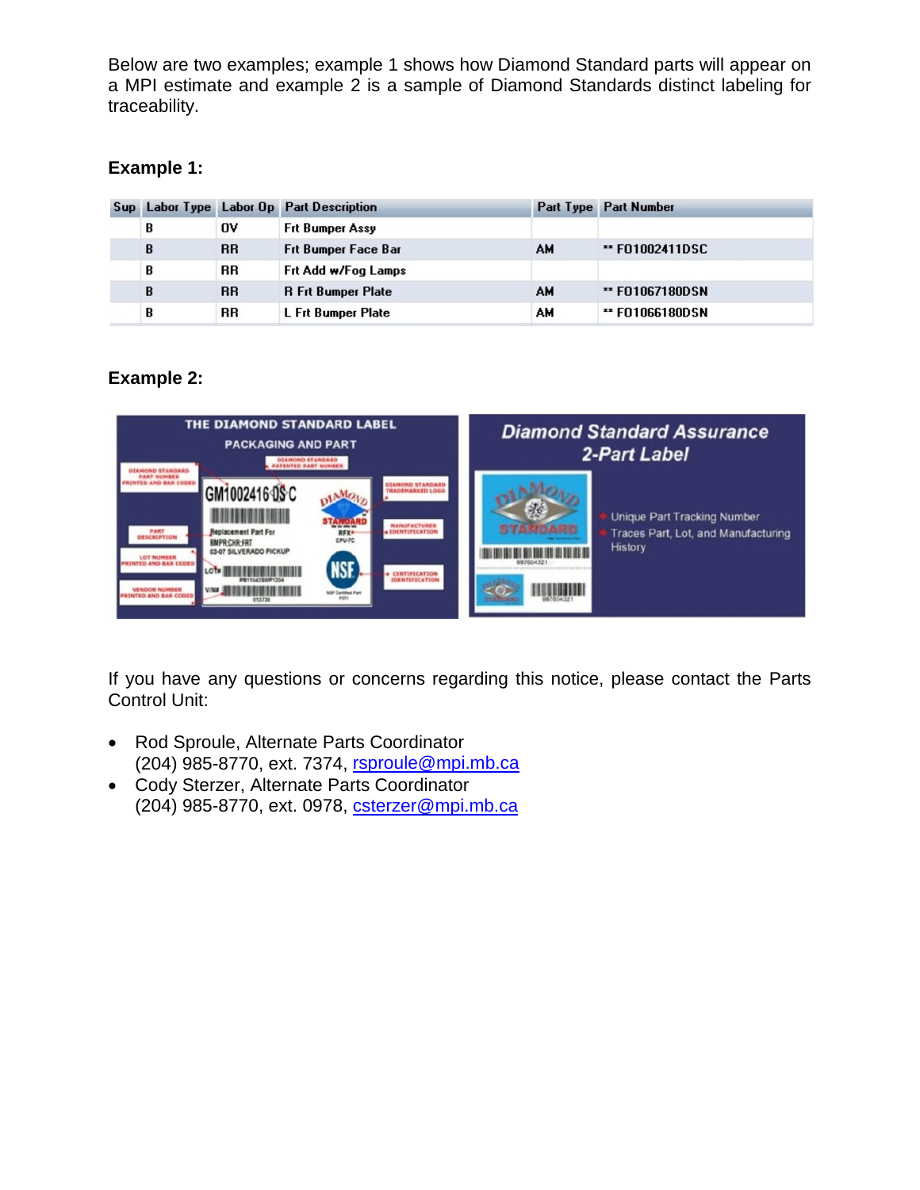Below are two examples; example 1 shows how Diamond Standard parts will appear on a MPI estimate and example 2 is a sample of Diamond Standards distinct labeling for traceability.

**Example 1:**

| Sup | Labor Type | Labor Op | Part Description | Part Type | Part Number |
|---|---|---|---|---|---|
| | B | OV | Frt Bumper Assy | | |
| | B | RR | Frt Bumper Face Bar | AM | ** F01002411DSC |
| | B | RR | Frt Add w/Fog Lamps | | |
| | B | RR | R Frt Bumper Plate | AM | ** F01067180DSN |
| | B | RR | L Frt Bumper Plate | AM | ** F01066180DSN |

**Example 2:**

THE DIAMOND STANDARD LABEL

PACKAGING AND PART

DIAMOND STANDARD PATENTED PART NUMBER

DIAMOND STANDARD PART NUMBER PRINTED AND BAR CODED

DIAMOND STANDARD TRADEMARKED LOGO

PART DESCRIPTION

MANUFACTURER IDENTIFICATION

LOT NUMBER PRINTED AND BAR CODED

CERTIFICATION IDENTIFICATION

VENDOR NUMBER PRINTED AND BAR CODED

GM1002416DSC

Replacement Part For
BMPR CHR FRT
03-07 SILVERADO PICKUP

Diamond Standard Assurance 2-Part Label

- Unique Part Tracking Number
- Traces Part, Lot, and Manufacturing History

If you have any questions or concerns regarding this notice, please contact the Parts Control Unit:

- Rod Sproule, Alternate Parts Coordinator
  (204) 985-8770, ext. 7374, rsproule@mpi.mb.ca
- Cody Sterzer, Alternate Parts Coordinator
  (204) 985-8770, ext. 0978, csterzer@mpi.mb.ca